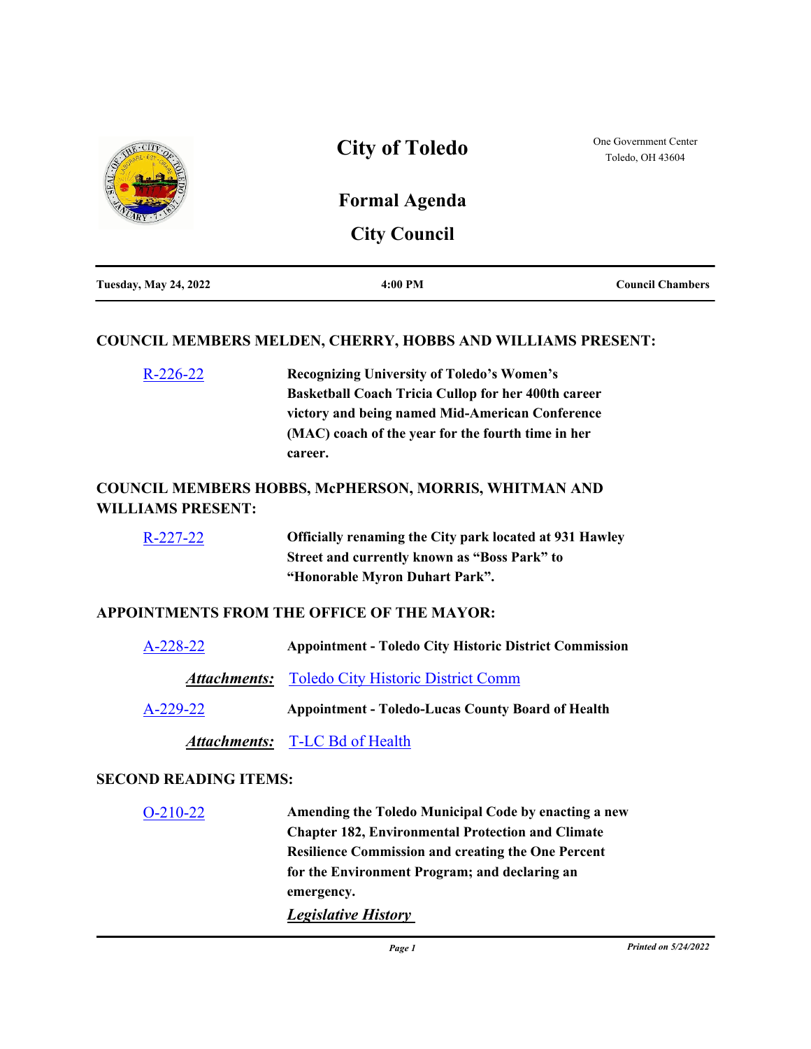# City of Toledo

One Government Center
Toledo, OH 43604

## Formal Agenda

## City Council

| Tuesday, May 24, 2022 | 4:00 PM | Council Chambers |
|---|---|---|

### COUNCIL MEMBERS MELDEN, CHERRY, HOBBS AND WILLIAMS PRESENT:

R-226-22 — **Recognizing University of Toledo's Women's Basketball Coach Tricia Cullop for her 400th career victory and being named Mid-American Conference (MAC) coach of the year for the fourth time in her career.**

### COUNCIL MEMBERS HOBBS, McPHERSON, MORRIS, WHITMAN AND WILLIAMS PRESENT:

R-227-22 — **Officially renaming the City park located at 931 Hawley Street and currently known as "Boss Park" to "Honorable Myron Duhart Park".**

### APPOINTMENTS FROM THE OFFICE OF THE MAYOR:

A-228-22 — **Appointment - Toledo City Historic District Commission**

***Attachments:*** Toledo City Historic District Comm

A-229-22 — **Appointment - Toledo-Lucas County Board of Health**

***Attachments:*** T-LC Bd of Health

### SECOND READING ITEMS:

O-210-22 — **Amending the Toledo Municipal Code by enacting a new Chapter 182, Environmental Protection and Climate Resilience Commission and creating the One Percent for the Environment Program; and declaring an emergency.**

***Legislative History***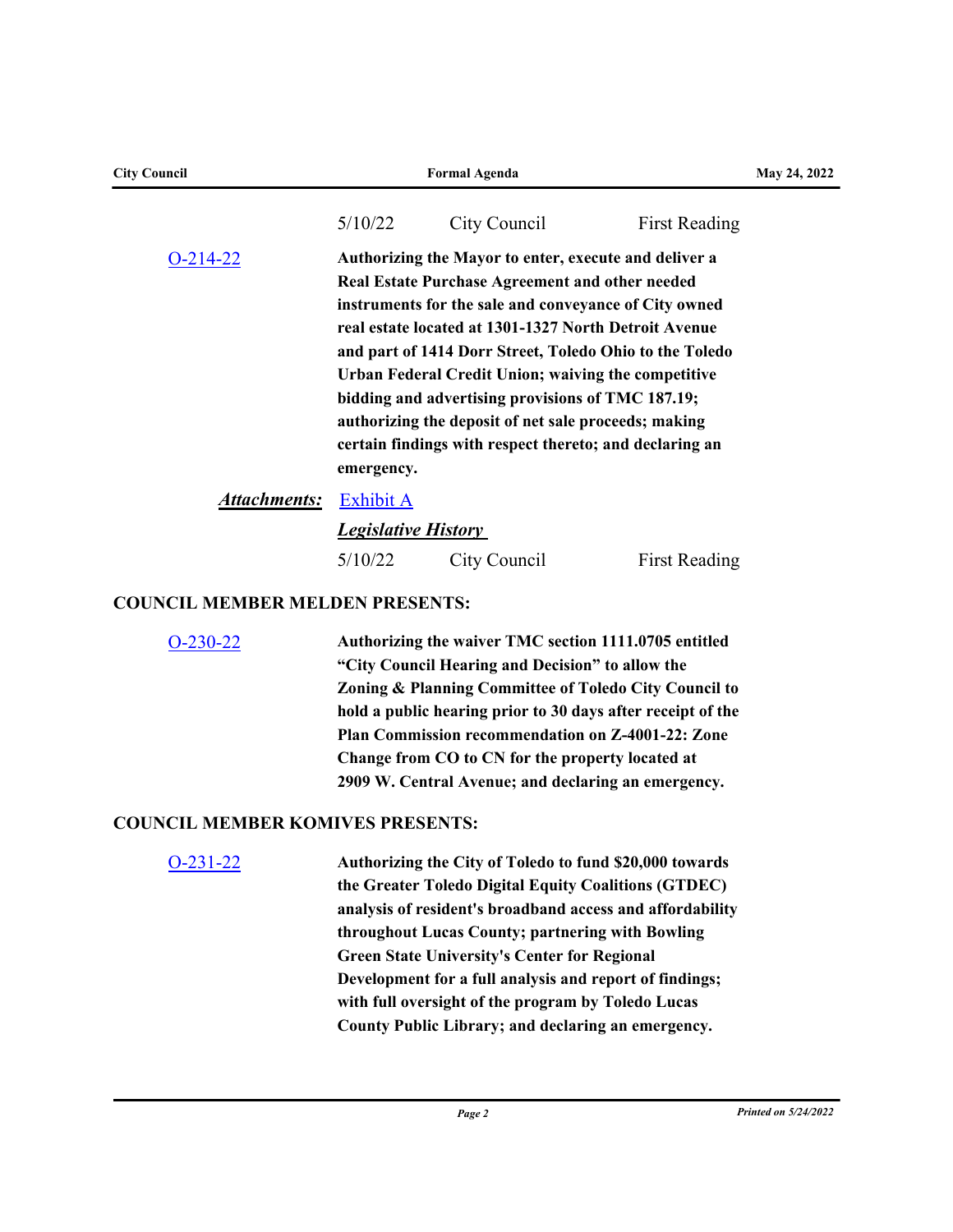| 5/10/22 | City Council | First Reading |
|---|---|---|

O-214-22 **Authorizing the Mayor to enter, execute and deliver a Real Estate Purchase Agreement and other needed instruments for the sale and conveyance of City owned real estate located at 1301-1327 North Detroit Avenue and part of 1414 Dorr Street, Toledo Ohio to the Toledo Urban Federal Credit Union; waiving the competitive bidding and advertising provisions of TMC 187.19; authorizing the deposit of net sale proceeds; making certain findings with respect thereto; and declaring an emergency.**

***Attachments:*** Exhibit A

***Legislative History***

| 5/10/22 | City Council | First Reading |
|---|---|---|

**COUNCIL MEMBER MELDEN PRESENTS:**

O-230-22 **Authorizing the waiver TMC section 1111.0705 entitled "City Council Hearing and Decision" to allow the Zoning & Planning Committee of Toledo City Council to hold a public hearing prior to 30 days after receipt of the Plan Commission recommendation on Z-4001-22: Zone Change from CO to CN for the property located at 2909 W. Central Avenue; and declaring an emergency.**

**COUNCIL MEMBER KOMIVES PRESENTS:**

O-231-22 **Authorizing the City of Toledo to fund $20,000 towards the Greater Toledo Digital Equity Coalitions (GTDEC) analysis of resident's broadband access and affordability throughout Lucas County; partnering with Bowling Green State University's Center for Regional Development for a full analysis and report of findings; with full oversight of the program by Toledo Lucas County Public Library; and declaring an emergency.**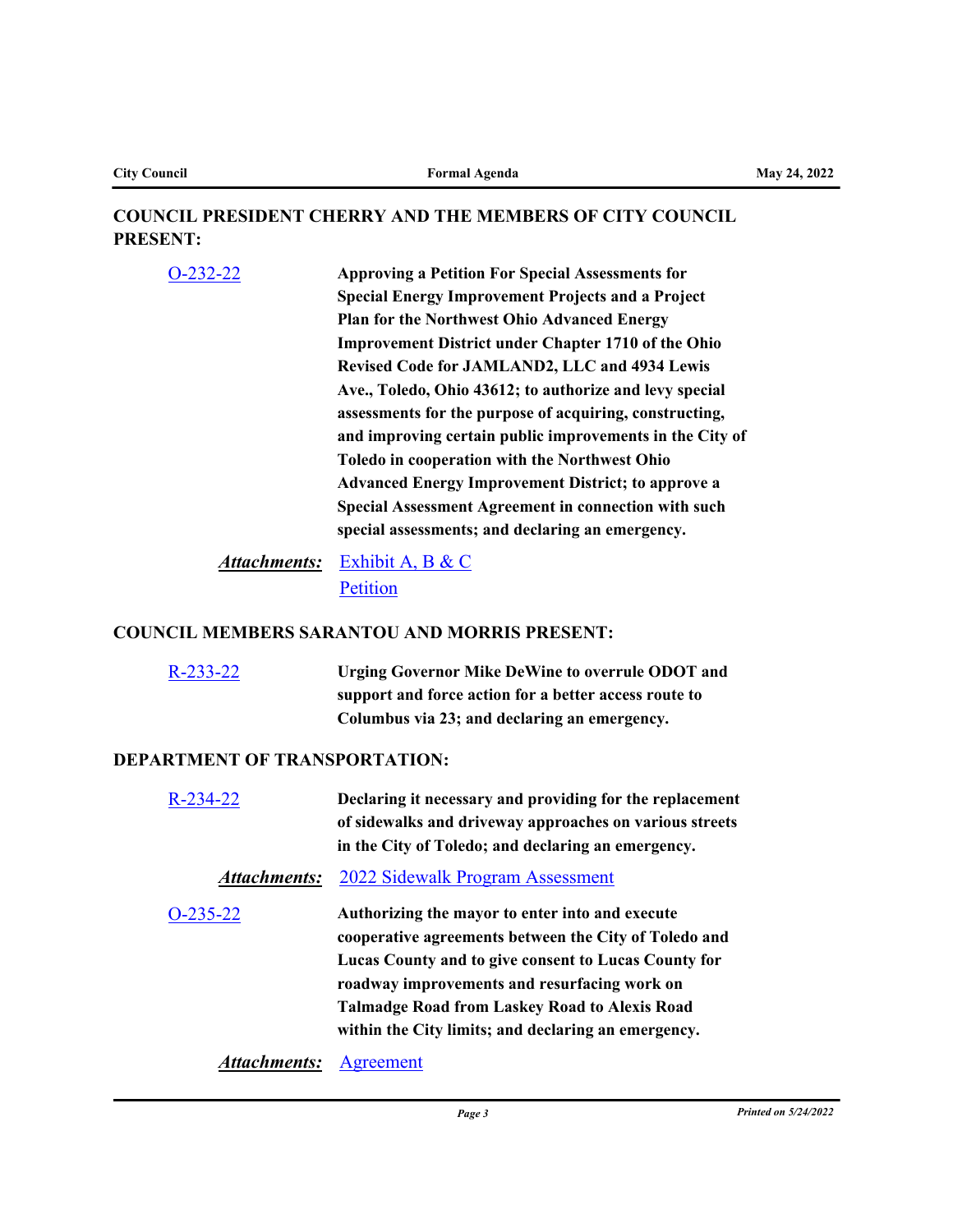## COUNCIL PRESIDENT CHERRY AND THE MEMBERS OF CITY COUNCIL PRESENT:

O-232-22 **Approving a Petition For Special Assessments for Special Energy Improvement Projects and a Project Plan for the Northwest Ohio Advanced Energy Improvement District under Chapter 1710 of the Ohio Revised Code for JAMLAND2, LLC and 4934 Lewis Ave., Toledo, Ohio 43612; to authorize and levy special assessments for the purpose of acquiring, constructing, and improving certain public improvements in the City of Toledo in cooperation with the Northwest Ohio Advanced Energy Improvement District; to approve a Special Assessment Agreement in connection with such special assessments; and declaring an emergency.**

***Attachments:*** Exhibit A, B & C
Petition

## COUNCIL MEMBERS SARANTOU AND MORRIS PRESENT:

R-233-22 **Urging Governor Mike DeWine to overrule ODOT and support and force action for a better access route to Columbus via 23; and declaring an emergency.**

## DEPARTMENT OF TRANSPORTATION:

R-234-22 **Declaring it necessary and providing for the replacement of sidewalks and driveway approaches on various streets in the City of Toledo; and declaring an emergency.**

***Attachments:*** 2022 Sidewalk Program Assessment

O-235-22 **Authorizing the mayor to enter into and execute cooperative agreements between the City of Toledo and Lucas County and to give consent to Lucas County for roadway improvements and resurfacing work on Talmadge Road from Laskey Road to Alexis Road within the City limits; and declaring an emergency.**

***Attachments:*** Agreement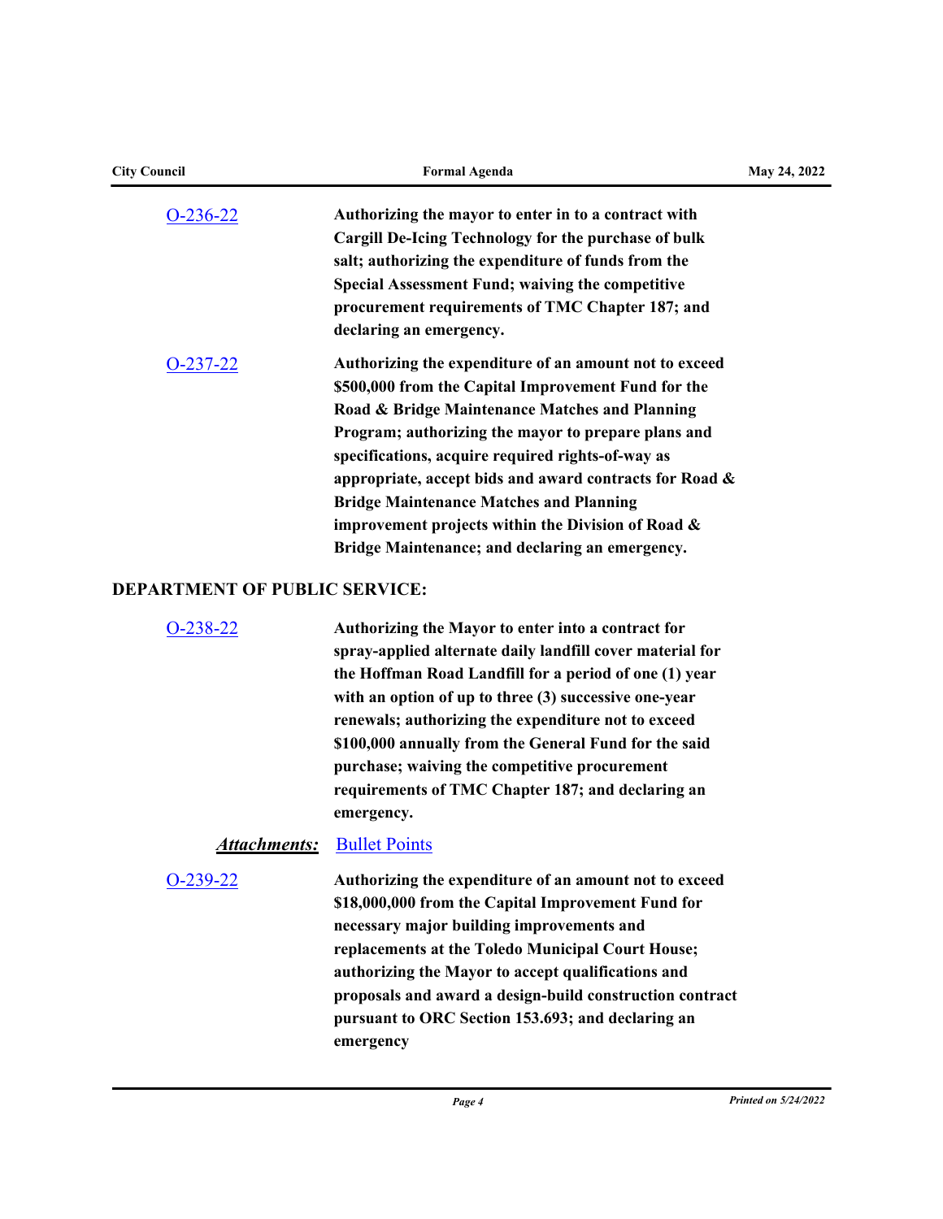O-236-22 **Authorizing the mayor to enter in to a contract with Cargill De-Icing Technology for the purchase of bulk salt; authorizing the expenditure of funds from the Special Assessment Fund; waiving the competitive procurement requirements of TMC Chapter 187; and declaring an emergency.**

O-237-22 **Authorizing the expenditure of an amount not to exceed $500,000 from the Capital Improvement Fund for the Road & Bridge Maintenance Matches and Planning Program; authorizing the mayor to prepare plans and specifications, acquire required rights-of-way as appropriate, accept bids and award contracts for Road & Bridge Maintenance Matches and Planning improvement projects within the Division of Road & Bridge Maintenance; and declaring an emergency.**

## DEPARTMENT OF PUBLIC SERVICE:

O-238-22 **Authorizing the Mayor to enter into a contract for spray-applied alternate daily landfill cover material for the Hoffman Road Landfill for a period of one (1) year with an option of up to three (3) successive one-year renewals; authorizing the expenditure not to exceed $100,000 annually from the General Fund for the said purchase; waiving the competitive procurement requirements of TMC Chapter 187; and declaring an emergency.**

***Attachments:*** Bullet Points

O-239-22 **Authorizing the expenditure of an amount not to exceed $18,000,000 from the Capital Improvement Fund for necessary major building improvements and replacements at the Toledo Municipal Court House; authorizing the Mayor to accept qualifications and proposals and award a design-build construction contract pursuant to ORC Section 153.693; and declaring an emergency**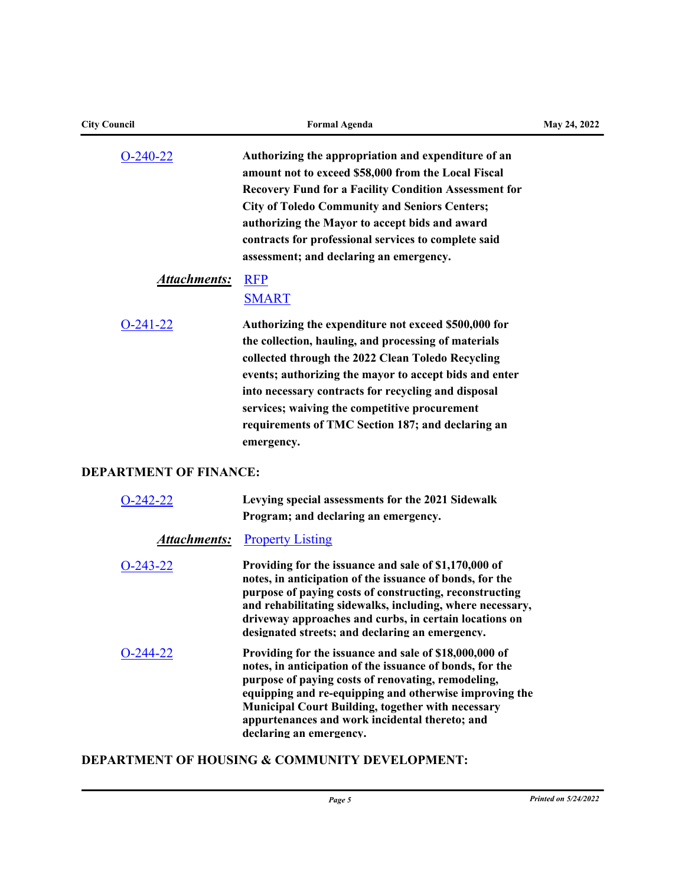O-240-22 — **Authorizing the appropriation and expenditure of an amount not to exceed $58,000 from the Local Fiscal Recovery Fund for a Facility Condition Assessment for City of Toledo Community and Seniors Centers; authorizing the Mayor to accept bids and award contracts for professional services to complete said assessment; and declaring an emergency.**

***Attachments:*** RFP
SMART

O-241-22 — **Authorizing the expenditure not exceed $500,000 for the collection, hauling, and processing of materials collected through the 2022 Clean Toledo Recycling events; authorizing the mayor to accept bids and enter into necessary contracts for recycling and disposal services; waiving the competitive procurement requirements of TMC Section 187; and declaring an emergency.**

## DEPARTMENT OF FINANCE:

O-242-22 — **Levying special assessments for the 2021 Sidewalk Program; and declaring an emergency.**

***Attachments:*** Property Listing

O-243-22 — **Providing for the issuance and sale of $1,170,000 of notes, in anticipation of the issuance of bonds, for the purpose of paying costs of constructing, reconstructing and rehabilitating sidewalks, including, where necessary, driveway approaches and curbs, in certain locations on designated streets; and declaring an emergency.**

O-244-22 — **Providing for the issuance and sale of $18,000,000 of notes, in anticipation of the issuance of bonds, for the purpose of paying costs of renovating, remodeling, equipping and re-equipping and otherwise improving the Municipal Court Building, together with necessary appurtenances and work incidental thereto; and declaring an emergency.**

## DEPARTMENT OF HOUSING & COMMUNITY DEVELOPMENT: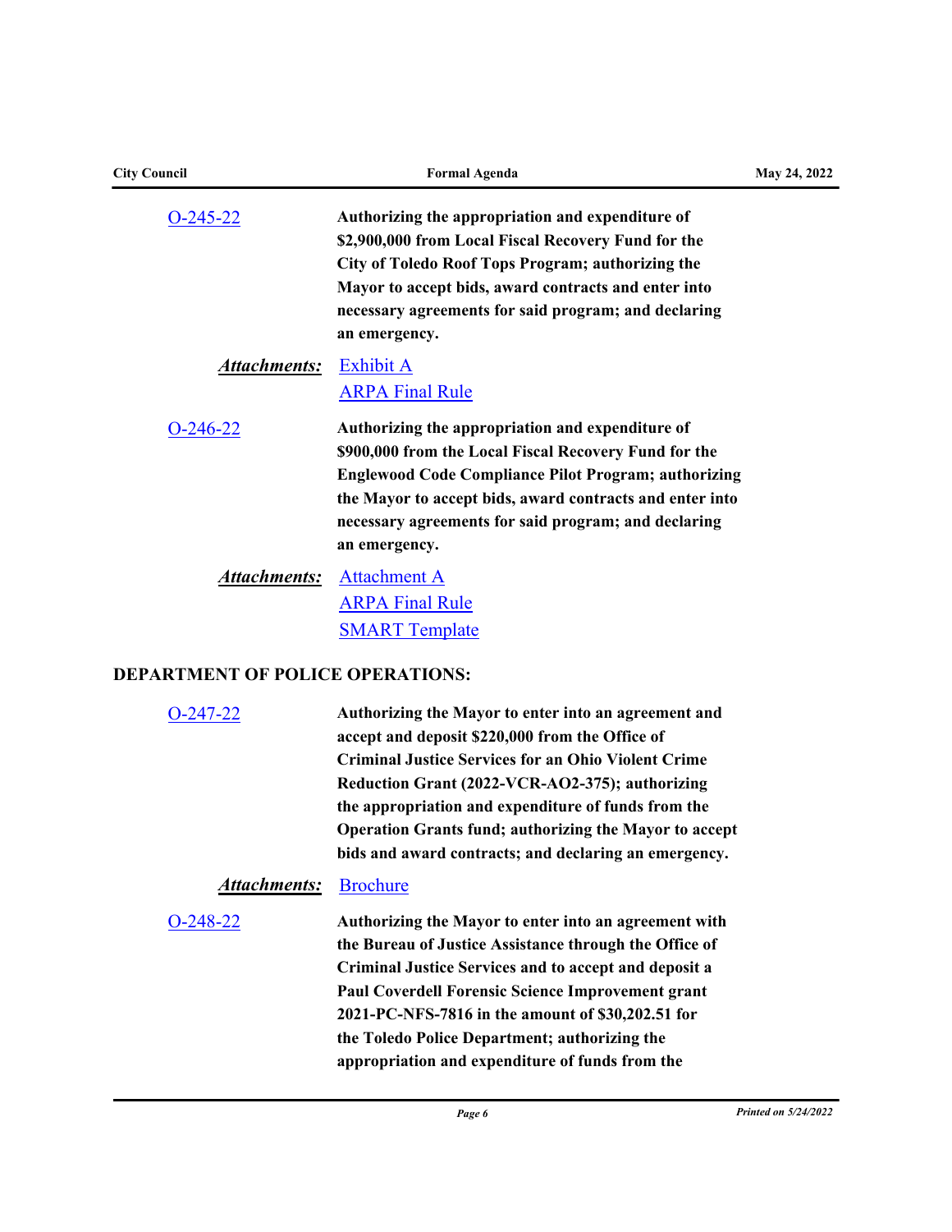O-245-22 **Authorizing the appropriation and expenditure of $2,900,000 from Local Fiscal Recovery Fund for the City of Toledo Roof Tops Program; authorizing the Mayor to accept bids, award contracts and enter into necessary agreements for said program; and declaring an emergency.**

***Attachments:*** Exhibit A
ARPA Final Rule

O-246-22 **Authorizing the appropriation and expenditure of $900,000 from the Local Fiscal Recovery Fund for the Englewood Code Compliance Pilot Program; authorizing the Mayor to accept bids, award contracts and enter into necessary agreements for said program; and declaring an emergency.**

***Attachments:*** Attachment A
ARPA Final Rule
SMART Template

## DEPARTMENT OF POLICE OPERATIONS:

O-247-22 **Authorizing the Mayor to enter into an agreement and accept and deposit $220,000 from the Office of Criminal Justice Services for an Ohio Violent Crime Reduction Grant (2022-VCR-AO2-375); authorizing the appropriation and expenditure of funds from the Operation Grants fund; authorizing the Mayor to accept bids and award contracts; and declaring an emergency.**

***Attachments:*** Brochure

O-248-22 **Authorizing the Mayor to enter into an agreement with the Bureau of Justice Assistance through the Office of Criminal Justice Services and to accept and deposit a Paul Coverdell Forensic Science Improvement grant 2021-PC-NFS-7816 in the amount of $30,202.51 for the Toledo Police Department; authorizing the appropriation and expenditure of funds from the**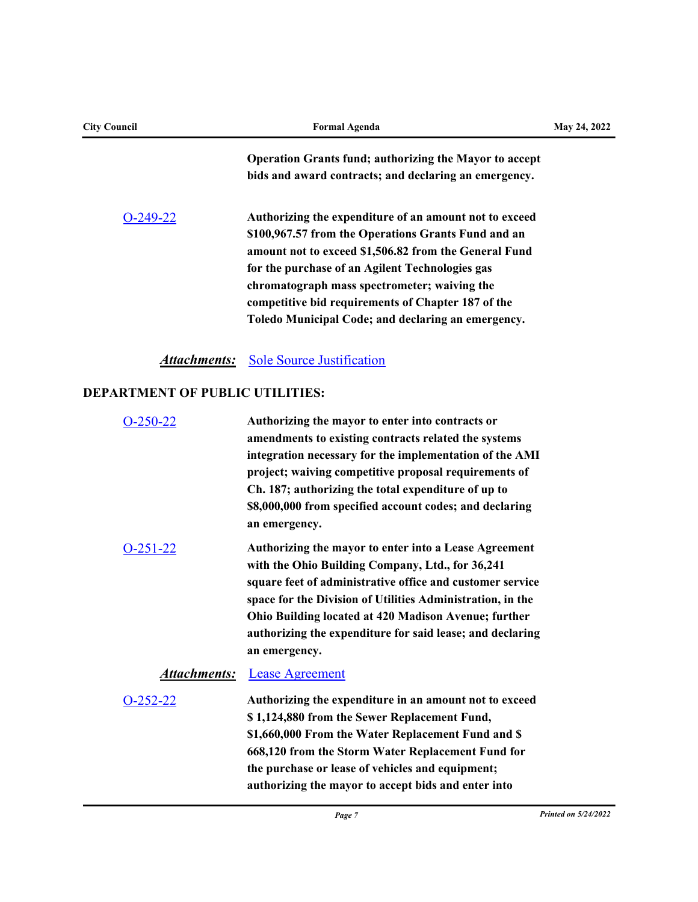**Operation Grants fund; authorizing the Mayor to accept bids and award contracts; and declaring an emergency.**

O-249-22 **Authorizing the expenditure of an amount not to exceed $100,967.57 from the Operations Grants Fund and an amount not to exceed $1,506.82 from the General Fund for the purchase of an Agilent Technologies gas chromatograph mass spectrometer; waiving the competitive bid requirements of Chapter 187 of the Toledo Municipal Code; and declaring an emergency.**

***Attachments:*** Sole Source Justification

## DEPARTMENT OF PUBLIC UTILITIES:

O-250-22 **Authorizing the mayor to enter into contracts or amendments to existing contracts related the systems integration necessary for the implementation of the AMI project; waiving competitive proposal requirements of Ch. 187; authorizing the total expenditure of up to $8,000,000 from specified account codes; and declaring an emergency.**

O-251-22 **Authorizing the mayor to enter into a Lease Agreement with the Ohio Building Company, Ltd., for 36,241 square feet of administrative office and customer service space for the Division of Utilities Administration, in the Ohio Building located at 420 Madison Avenue; further authorizing the expenditure for said lease; and declaring an emergency.**

***Attachments:*** Lease Agreement

O-252-22 **Authorizing the expenditure in an amount not to exceed $ 1,124,880 from the Sewer Replacement Fund, $1,660,000 From the Water Replacement Fund and $ 668,120 from the Storm Water Replacement Fund for the purchase or lease of vehicles and equipment; authorizing the mayor to accept bids and enter into**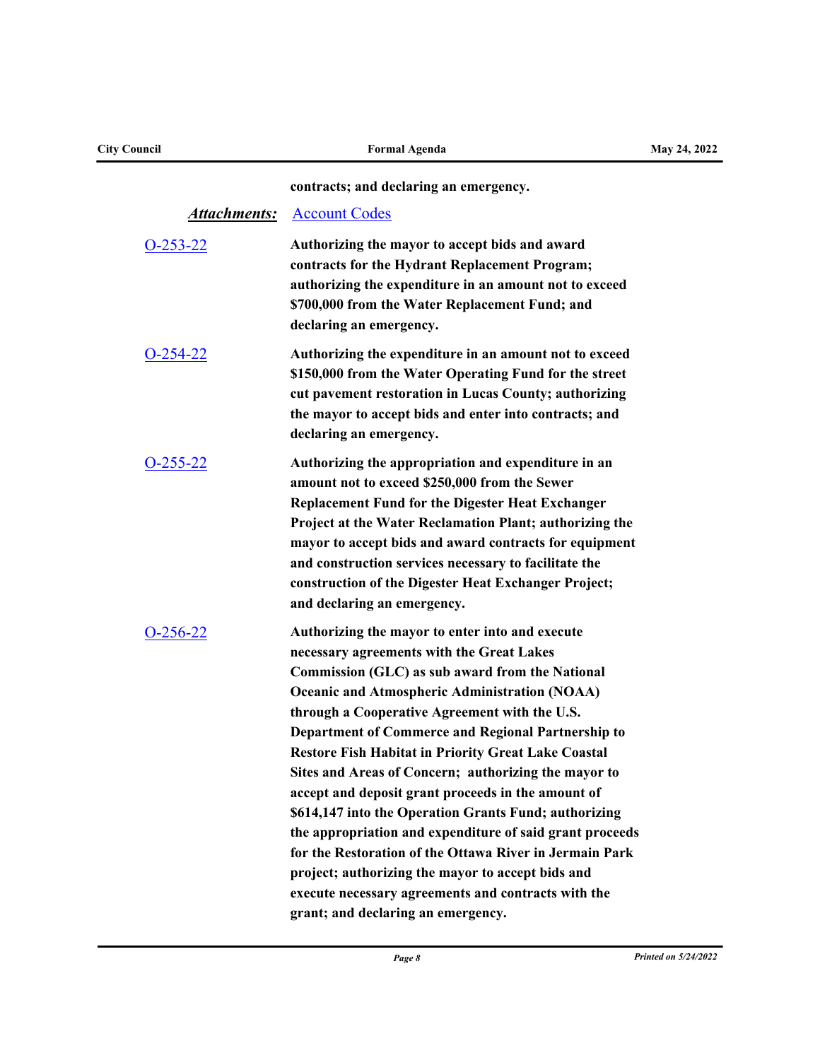**contracts; and declaring an emergency.**

***Attachments:*** Account Codes

O-253-22 **Authorizing the mayor to accept bids and award contracts for the Hydrant Replacement Program; authorizing the expenditure in an amount not to exceed $700,000 from the Water Replacement Fund; and declaring an emergency.**

O-254-22 **Authorizing the expenditure in an amount not to exceed $150,000 from the Water Operating Fund for the street cut pavement restoration in Lucas County; authorizing the mayor to accept bids and enter into contracts; and declaring an emergency.**

O-255-22 **Authorizing the appropriation and expenditure in an amount not to exceed $250,000 from the Sewer Replacement Fund for the Digester Heat Exchanger Project at the Water Reclamation Plant; authorizing the mayor to accept bids and award contracts for equipment and construction services necessary to facilitate the construction of the Digester Heat Exchanger Project; and declaring an emergency.**

O-256-22 **Authorizing the mayor to enter into and execute necessary agreements with the Great Lakes Commission (GLC) as sub award from the National Oceanic and Atmospheric Administration (NOAA) through a Cooperative Agreement with the U.S. Department of Commerce and Regional Partnership to Restore Fish Habitat in Priority Great Lake Coastal Sites and Areas of Concern; authorizing the mayor to accept and deposit grant proceeds in the amount of $614,147 into the Operation Grants Fund; authorizing the appropriation and expenditure of said grant proceeds for the Restoration of the Ottawa River in Jermain Park project; authorizing the mayor to accept bids and execute necessary agreements and contracts with the grant; and declaring an emergency.**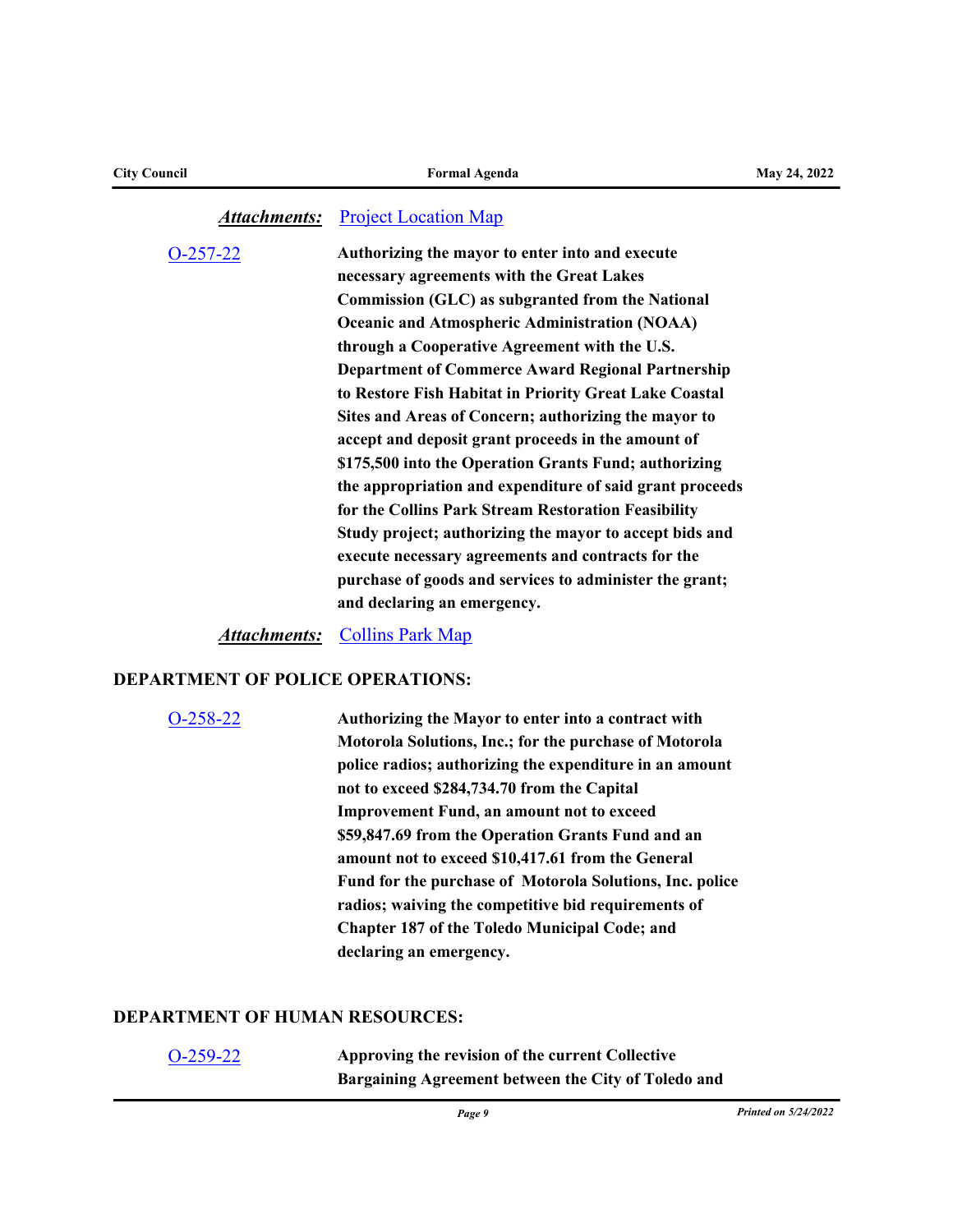***Attachments:*** Project Location Map

O-257-22 **Authorizing the mayor to enter into and execute necessary agreements with the Great Lakes Commission (GLC) as subgranted from the National Oceanic and Atmospheric Administration (NOAA) through a Cooperative Agreement with the U.S. Department of Commerce Award Regional Partnership to Restore Fish Habitat in Priority Great Lake Coastal Sites and Areas of Concern; authorizing the mayor to accept and deposit grant proceeds in the amount of $175,500 into the Operation Grants Fund; authorizing the appropriation and expenditure of said grant proceeds for the Collins Park Stream Restoration Feasibility Study project; authorizing the mayor to accept bids and execute necessary agreements and contracts for the purchase of goods and services to administer the grant; and declaring an emergency.**

***Attachments:*** Collins Park Map

## DEPARTMENT OF POLICE OPERATIONS:

O-258-22 **Authorizing the Mayor to enter into a contract with Motorola Solutions, Inc.; for the purchase of Motorola police radios; authorizing the expenditure in an amount not to exceed $284,734.70 from the Capital Improvement Fund, an amount not to exceed $59,847.69 from the Operation Grants Fund and an amount not to exceed $10,417.61 from the General Fund for the purchase of Motorola Solutions, Inc. police radios; waiving the competitive bid requirements of Chapter 187 of the Toledo Municipal Code; and declaring an emergency.**

## DEPARTMENT OF HUMAN RESOURCES:

O-259-22 **Approving the revision of the current Collective Bargaining Agreement between the City of Toledo and**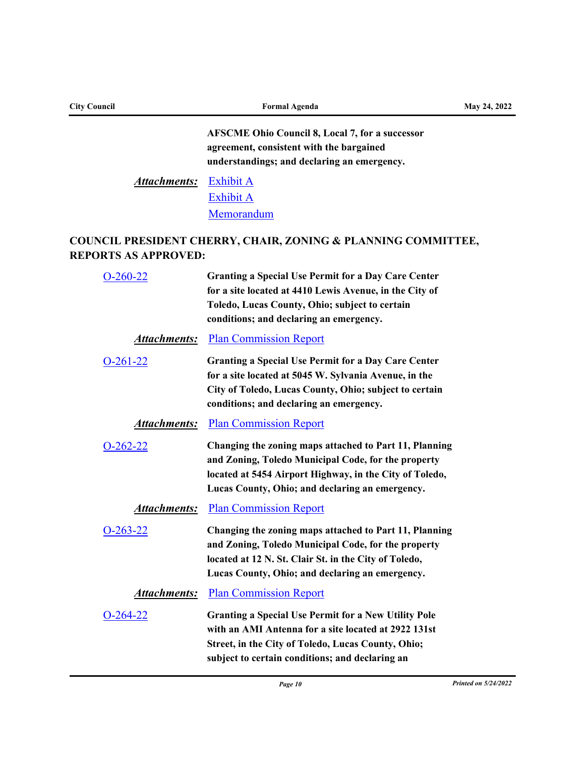**AFSCME Ohio Council 8, Local 7, for a successor agreement, consistent with the bargained understandings; and declaring an emergency.**

***Attachments:*** Exhibit A
Exhibit A
Memorandum

## COUNCIL PRESIDENT CHERRY, CHAIR, ZONING & PLANNING COMMITTEE, REPORTS AS APPROVED:

O-260-22 **Granting a Special Use Permit for a Day Care Center for a site located at 4410 Lewis Avenue, in the City of Toledo, Lucas County, Ohio; subject to certain conditions; and declaring an emergency.**

***Attachments:*** Plan Commission Report

O-261-22 **Granting a Special Use Permit for a Day Care Center for a site located at 5045 W. Sylvania Avenue, in the City of Toledo, Lucas County, Ohio; subject to certain conditions; and declaring an emergency.**

***Attachments:*** Plan Commission Report

O-262-22 **Changing the zoning maps attached to Part 11, Planning and Zoning, Toledo Municipal Code, for the property located at 5454 Airport Highway, in the City of Toledo, Lucas County, Ohio; and declaring an emergency.**

***Attachments:*** Plan Commission Report

O-263-22 **Changing the zoning maps attached to Part 11, Planning and Zoning, Toledo Municipal Code, for the property located at 12 N. St. Clair St. in the City of Toledo, Lucas County, Ohio; and declaring an emergency.**

***Attachments:*** Plan Commission Report

O-264-22 **Granting a Special Use Permit for a New Utility Pole with an AMI Antenna for a site located at 2922 131st Street, in the City of Toledo, Lucas County, Ohio; subject to certain conditions; and declaring an**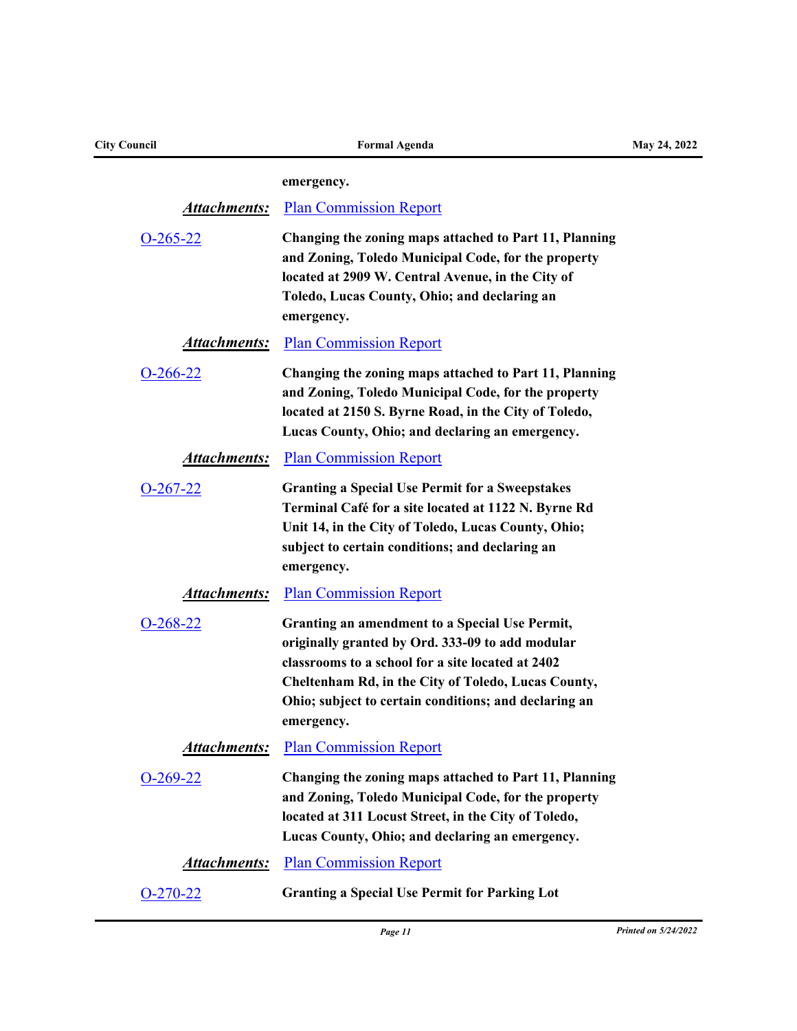**emergency.**

***Attachments:*** Plan Commission Report

O-265-22 **Changing the zoning maps attached to Part 11, Planning and Zoning, Toledo Municipal Code, for the property located at 2909 W. Central Avenue, in the City of Toledo, Lucas County, Ohio; and declaring an emergency.**

***Attachments:*** Plan Commission Report

O-266-22 **Changing the zoning maps attached to Part 11, Planning and Zoning, Toledo Municipal Code, for the property located at 2150 S. Byrne Road, in the City of Toledo, Lucas County, Ohio; and declaring an emergency.**

***Attachments:*** Plan Commission Report

O-267-22 **Granting a Special Use Permit for a Sweepstakes Terminal Café for a site located at 1122 N. Byrne Rd Unit 14, in the City of Toledo, Lucas County, Ohio; subject to certain conditions; and declaring an emergency.**

***Attachments:*** Plan Commission Report

O-268-22 **Granting an amendment to a Special Use Permit, originally granted by Ord. 333-09 to add modular classrooms to a school for a site located at 2402 Cheltenham Rd, in the City of Toledo, Lucas County, Ohio; subject to certain conditions; and declaring an emergency.**

***Attachments:*** Plan Commission Report

O-269-22 **Changing the zoning maps attached to Part 11, Planning and Zoning, Toledo Municipal Code, for the property located at 311 Locust Street, in the City of Toledo, Lucas County, Ohio; and declaring an emergency.**

***Attachments:*** Plan Commission Report

O-270-22 **Granting a Special Use Permit for Parking Lot**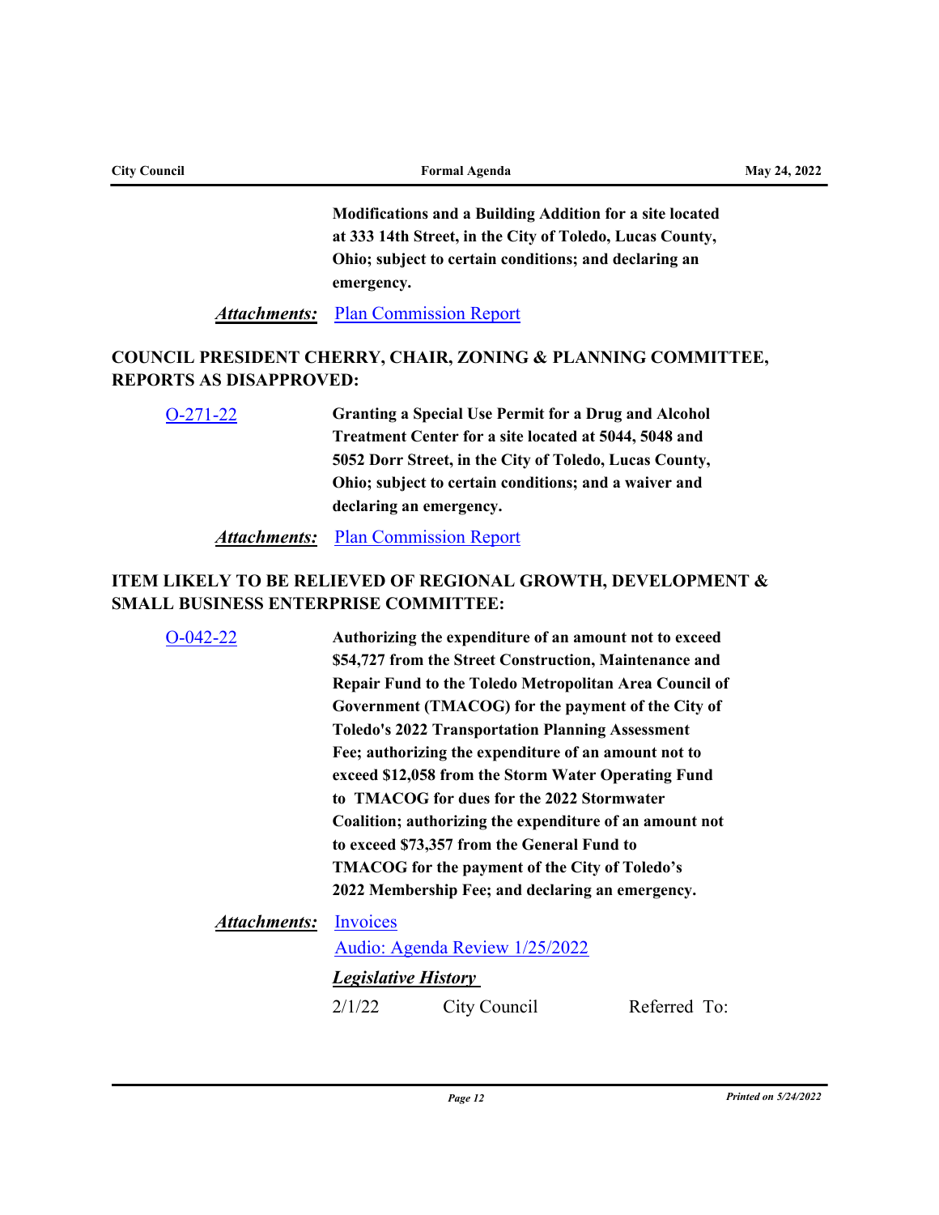**Modifications and a Building Addition for a site located at 333 14th Street, in the City of Toledo, Lucas County, Ohio; subject to certain conditions; and declaring an emergency.**

***Attachments:*** Plan Commission Report

## COUNCIL PRESIDENT CHERRY, CHAIR, ZONING & PLANNING COMMITTEE, REPORTS AS DISAPPROVED:

O-271-22 **Granting a Special Use Permit for a Drug and Alcohol Treatment Center for a site located at 5044, 5048 and 5052 Dorr Street, in the City of Toledo, Lucas County, Ohio; subject to certain conditions; and a waiver and declaring an emergency.**

***Attachments:*** Plan Commission Report

## ITEM LIKELY TO BE RELIEVED OF REGIONAL GROWTH, DEVELOPMENT & SMALL BUSINESS ENTERPRISE COMMITTEE:

O-042-22 **Authorizing the expenditure of an amount not to exceed $54,727 from the Street Construction, Maintenance and Repair Fund to the Toledo Metropolitan Area Council of Government (TMACOG) for the payment of the City of Toledo's 2022 Transportation Planning Assessment Fee; authorizing the expenditure of an amount not to exceed $12,058 from the Storm Water Operating Fund to TMACOG for dues for the 2022 Stormwater Coalition; authorizing the expenditure of an amount not to exceed $73,357 from the General Fund to TMACOG for the payment of the City of Toledo's 2022 Membership Fee; and declaring an emergency.**

***Attachments:*** Invoices

Audio: Agenda Review 1/25/2022

***Legislative History***

2/1/22 City Council Referred To: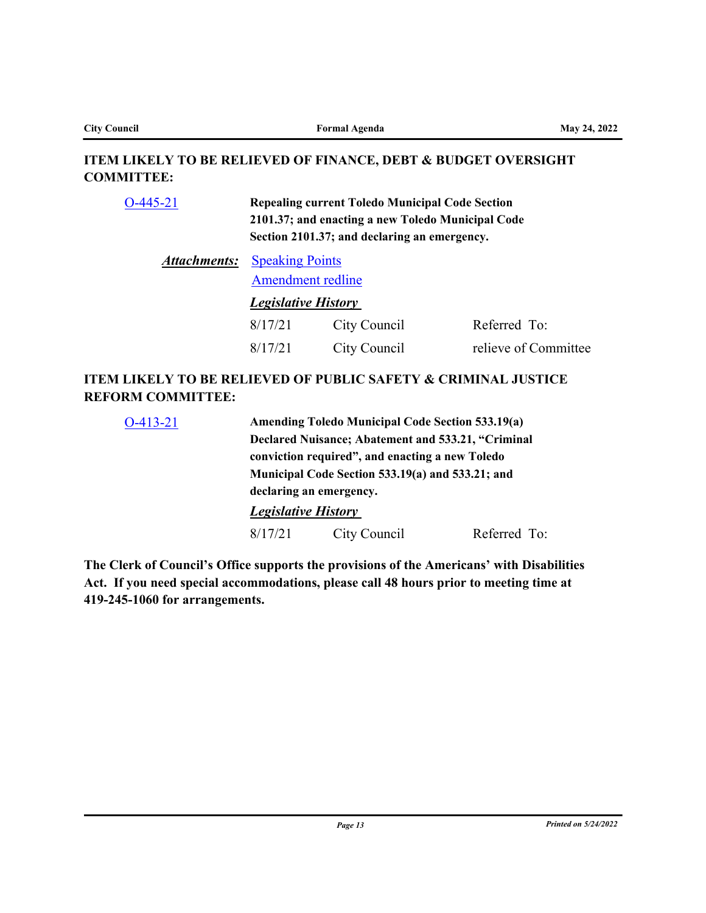**ITEM LIKELY TO BE RELIEVED OF FINANCE, DEBT & BUDGET OVERSIGHT COMMITTEE:**

O-445-21 **Repealing current Toledo Municipal Code Section 2101.37; and enacting a new Toledo Municipal Code Section 2101.37; and declaring an emergency.**

***Attachments:*** Speaking Points
Amendment redline

***Legislative History***

| | | |
|---|---|---|
| 8/17/21 | City Council | Referred To: |
| 8/17/21 | City Council | relieve of Committee |

**ITEM LIKELY TO BE RELIEVED OF PUBLIC SAFETY & CRIMINAL JUSTICE REFORM COMMITTEE:**

O-413-21 **Amending Toledo Municipal Code Section 533.19(a) Declared Nuisance; Abatement and 533.21, "Criminal conviction required", and enacting a new Toledo Municipal Code Section 533.19(a) and 533.21; and declaring an emergency.**

***Legislative History***

| | | |
|---|---|---|
| 8/17/21 | City Council | Referred To: |

**The Clerk of Council's Office supports the provisions of the Americans' with Disabilities Act. If you need special accommodations, please call 48 hours prior to meeting time at 419-245-1060 for arrangements.**